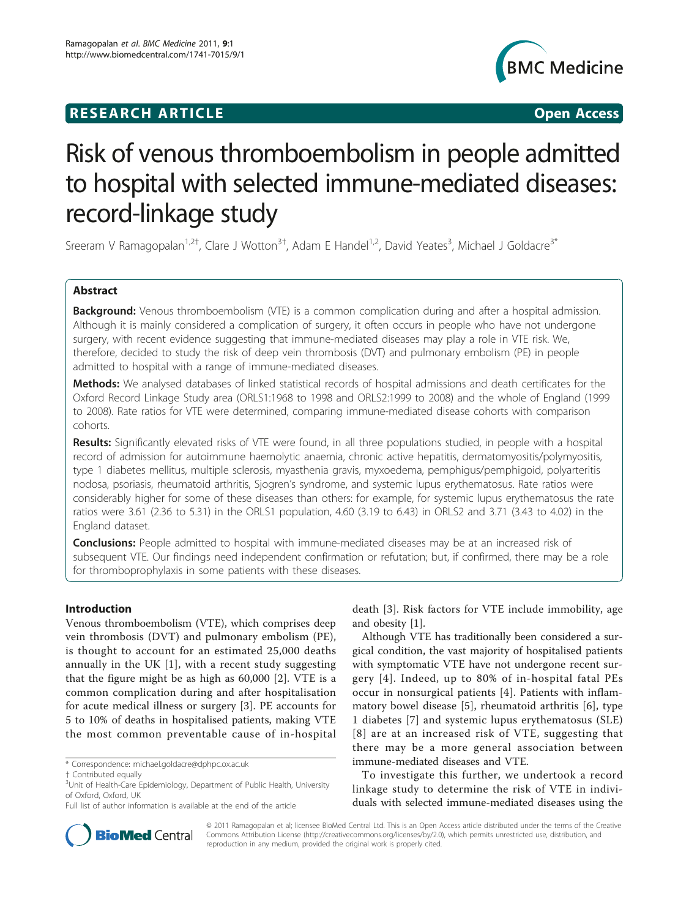RESEARCH ARTICLE

Open Access

# Risk of venous thromboembolism in people admitted to hospital with selected immune-mediated diseases: record-linkage study

Sreeram V Ramagopalan[1,2†], Clare J Wotton[3†], Adam E Handel[1,2], David Yeates[3], Michael J Goldacre[3*]

## Abstract

**Background:** Venous thromboembolism (VTE) is a common complication during and after a hospital admission. Although it is mainly considered a complication of surgery, it often occurs in people who have not undergone surgery, with recent evidence suggesting that immune-mediated diseases may play a role in VTE risk. We, therefore, decided to study the risk of deep vein thrombosis (DVT) and pulmonary embolism (PE) in people admitted to hospital with a range of immune-mediated diseases.

**Methods:** We analysed databases of linked statistical records of hospital admissions and death certificates for the Oxford Record Linkage Study area (ORLS1:1968 to 1998 and ORLS2:1999 to 2008) and the whole of England (1999 to 2008). Rate ratios for VTE were determined, comparing immune-mediated disease cohorts with comparison cohorts.

**Results:** Significantly elevated risks of VTE were found, in all three populations studied, in people with a hospital record of admission for autoimmune haemolytic anaemia, chronic active hepatitis, dermatomyositis/polymyositis, type 1 diabetes mellitus, multiple sclerosis, myasthenia gravis, myxoedema, pemphigus/pemphigoid, polyarteritis nodosa, psoriasis, rheumatoid arthritis, Sjogren's syndrome, and systemic lupus erythematosus. Rate ratios were considerably higher for some of these diseases than others: for example, for systemic lupus erythematosus the rate ratios were 3.61 (2.36 to 5.31) in the ORLS1 population, 4.60 (3.19 to 6.43) in ORLS2 and 3.71 (3.43 to 4.02) in the England dataset.

**Conclusions:** People admitted to hospital with immune-mediated diseases may be at an increased risk of subsequent VTE. Our findings need independent confirmation or refutation; but, if confirmed, there may be a role for thromboprophylaxis in some patients with these diseases.

## Introduction

Venous thromboembolism (VTE), which comprises deep vein thrombosis (DVT) and pulmonary embolism (PE), is thought to account for an estimated 25,000 deaths annually in the UK [1], with a recent study suggesting that the figure might be as high as 60,000 [2]. VTE is a common complication during and after hospitalisation for acute medical illness or surgery [3]. PE accounts for 5 to 10% of deaths in hospitalised patients, making VTE the most common preventable cause of in-hospital death [3]. Risk factors for VTE include immobility, age and obesity [1].

Although VTE has traditionally been considered a surgical condition, the vast majority of hospitalised patients with symptomatic VTE have not undergone recent surgery [4]. Indeed, up to 80% of in-hospital fatal PEs occur in nonsurgical patients [4]. Patients with inflammatory bowel disease [5], rheumatoid arthritis [6], type 1 diabetes [7] and systemic lupus erythematosus (SLE) [8] are at an increased risk of VTE, suggesting that there may be a more general association between immune-mediated diseases and VTE.

To investigate this further, we undertook a record linkage study to determine the risk of VTE in individuals with selected immune-mediated diseases using the

\* Correspondence: michael.goldacre@dphpc.ox.ac.uk
† Contributed equally
[3]Unit of Health-Care Epidemiology, Department of Public Health, University of Oxford, Oxford, UK
Full list of author information is available at the end of the article

© 2011 Ramagopalan et al; licensee BioMed Central Ltd. This is an Open Access article distributed under the terms of the Creative Commons Attribution License (http://creativecommons.org/licenses/by/2.0), which permits unrestricted use, distribution, and reproduction in any medium, provided the original work is properly cited.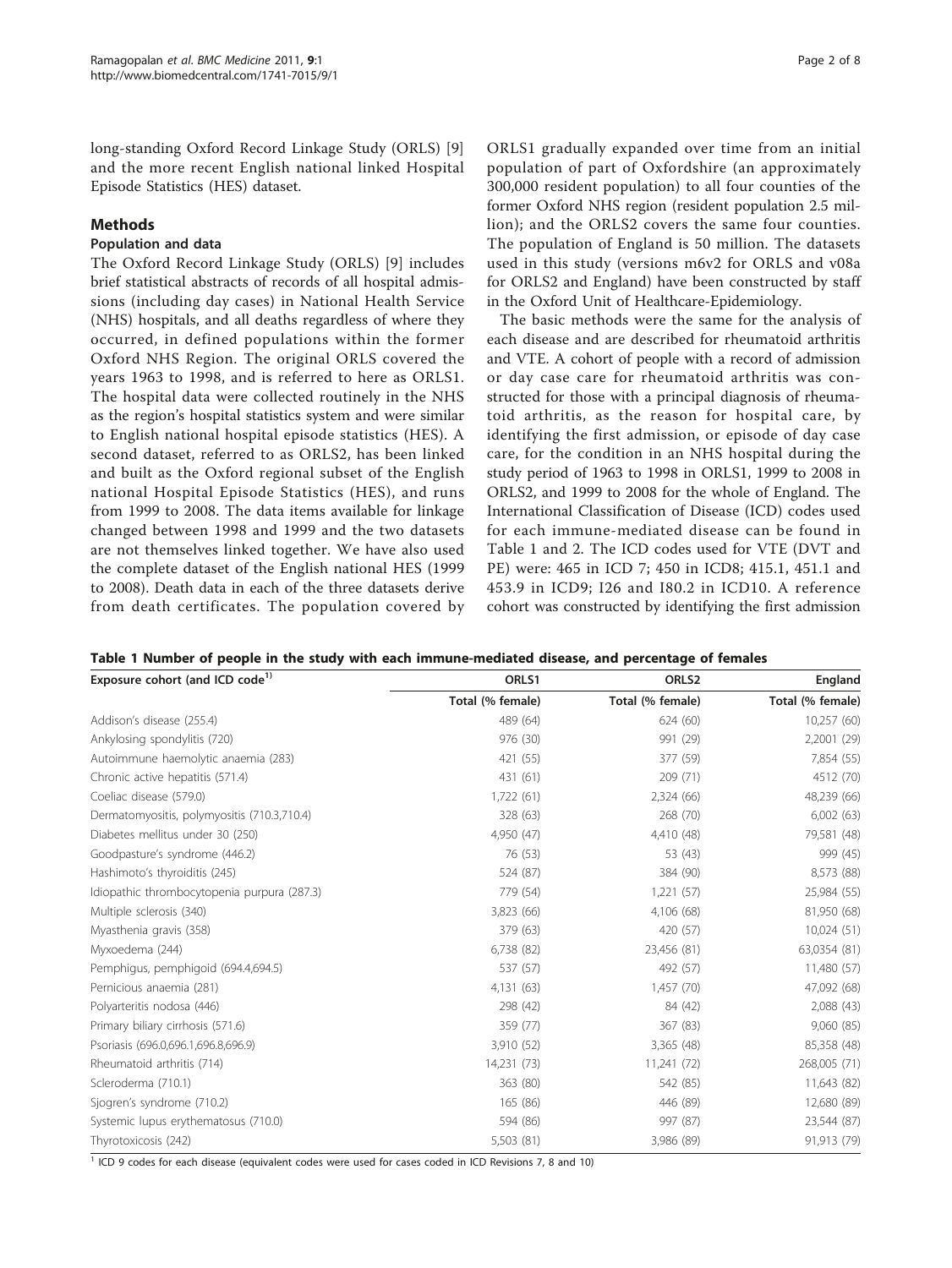long-standing Oxford Record Linkage Study (ORLS) [9] and the more recent English national linked Hospital Episode Statistics (HES) dataset.

## Methods

### Population and data

The Oxford Record Linkage Study (ORLS) [9] includes brief statistical abstracts of records of all hospital admissions (including day cases) in National Health Service (NHS) hospitals, and all deaths regardless of where they occurred, in defined populations within the former Oxford NHS Region. The original ORLS covered the years 1963 to 1998, and is referred to here as ORLS1. The hospital data were collected routinely in the NHS as the region's hospital statistics system and were similar to English national hospital episode statistics (HES). A second dataset, referred to as ORLS2, has been linked and built as the Oxford regional subset of the English national Hospital Episode Statistics (HES), and runs from 1999 to 2008. The data items available for linkage changed between 1998 and 1999 and the two datasets are not themselves linked together. We have also used the complete dataset of the English national HES (1999 to 2008). Death data in each of the three datasets derive from death certificates. The population covered by ORLS1 gradually expanded over time from an initial population of part of Oxfordshire (an approximately 300,000 resident population) to all four counties of the former Oxford NHS region (resident population 2.5 million); and the ORLS2 covers the same four counties. The population of England is 50 million. The datasets used in this study (versions m6v2 for ORLS and v08a for ORLS2 and England) have been constructed by staff in the Oxford Unit of Healthcare-Epidemiology.

The basic methods were the same for the analysis of each disease and are described for rheumatoid arthritis and VTE. A cohort of people with a record of admission or day case care for rheumatoid arthritis was constructed for those with a principal diagnosis of rheumatoid arthritis, as the reason for hospital care, by identifying the first admission, or episode of day case care, for the condition in an NHS hospital during the study period of 1963 to 1998 in ORLS1, 1999 to 2008 in ORLS2, and 1999 to 2008 for the whole of England. The International Classification of Disease (ICD) codes used for each immune-mediated disease can be found in Table 1 and 2. The ICD codes used for VTE (DVT and PE) were: 465 in ICD 7; 450 in ICD8; 415.1, 451.1 and 453.9 in ICD9; I26 and I80.2 in ICD10. A reference cohort was constructed by identifying the first admission

**Table 1 Number of people in the study with each immune-mediated disease, and percentage of females**

| Exposure cohort (and ICD code[1]) | ORLS1 | ORLS2 | England |
|---|---|---|---|
| | Total (% female) | Total (% female) | Total (% female) |
| Addison's disease (255.4) | 489 (64) | 624 (60) | 10,257 (60) |
| Ankylosing spondylitis (720) | 976 (30) | 991 (29) | 2,2001 (29) |
| Autoimmune haemolytic anaemia (283) | 421 (55) | 377 (59) | 7,854 (55) |
| Chronic active hepatitis (571.4) | 431 (61) | 209 (71) | 4512 (70) |
| Coeliac disease (579.0) | 1,722 (61) | 2,324 (66) | 48,239 (66) |
| Dermatomyositis, polymyositis (710.3,710.4) | 328 (63) | 268 (70) | 6,002 (63) |
| Diabetes mellitus under 30 (250) | 4,950 (47) | 4,410 (48) | 79,581 (48) |
| Goodpasture's syndrome (446.2) | 76 (53) | 53 (43) | 999 (45) |
| Hashimoto's thyroiditis (245) | 524 (87) | 384 (90) | 8,573 (88) |
| Idiopathic thrombocytopenia purpura (287.3) | 779 (54) | 1,221 (57) | 25,984 (55) |
| Multiple sclerosis (340) | 3,823 (66) | 4,106 (68) | 81,950 (68) |
| Myasthenia gravis (358) | 379 (63) | 420 (57) | 10,024 (51) |
| Myxoedema (244) | 6,738 (82) | 23,456 (81) | 63,0354 (81) |
| Pemphigus, pemphigoid (694.4,694.5) | 537 (57) | 492 (57) | 11,480 (57) |
| Pernicious anaemia (281) | 4,131 (63) | 1,457 (70) | 47,092 (68) |
| Polyarteritis nodosa (446) | 298 (42) | 84 (42) | 2,088 (43) |
| Primary biliary cirrhosis (571.6) | 359 (77) | 367 (83) | 9,060 (85) |
| Psoriasis (696.0,696.1,696.8,696.9) | 3,910 (52) | 3,365 (48) | 85,358 (48) |
| Rheumatoid arthritis (714) | 14,231 (73) | 11,241 (72) | 268,005 (71) |
| Scleroderma (710.1) | 363 (80) | 542 (85) | 11,643 (82) |
| Sjogren's syndrome (710.2) | 165 (86) | 446 (89) | 12,680 (89) |
| Systemic lupus erythematosus (710.0) | 594 (86) | 997 (87) | 23,544 (87) |
| Thyrotoxicosis (242) | 5,503 (81) | 3,986 (89) | 91,913 (79) |

[1] ICD 9 codes for each disease (equivalent codes were used for cases coded in ICD Revisions 7, 8 and 10)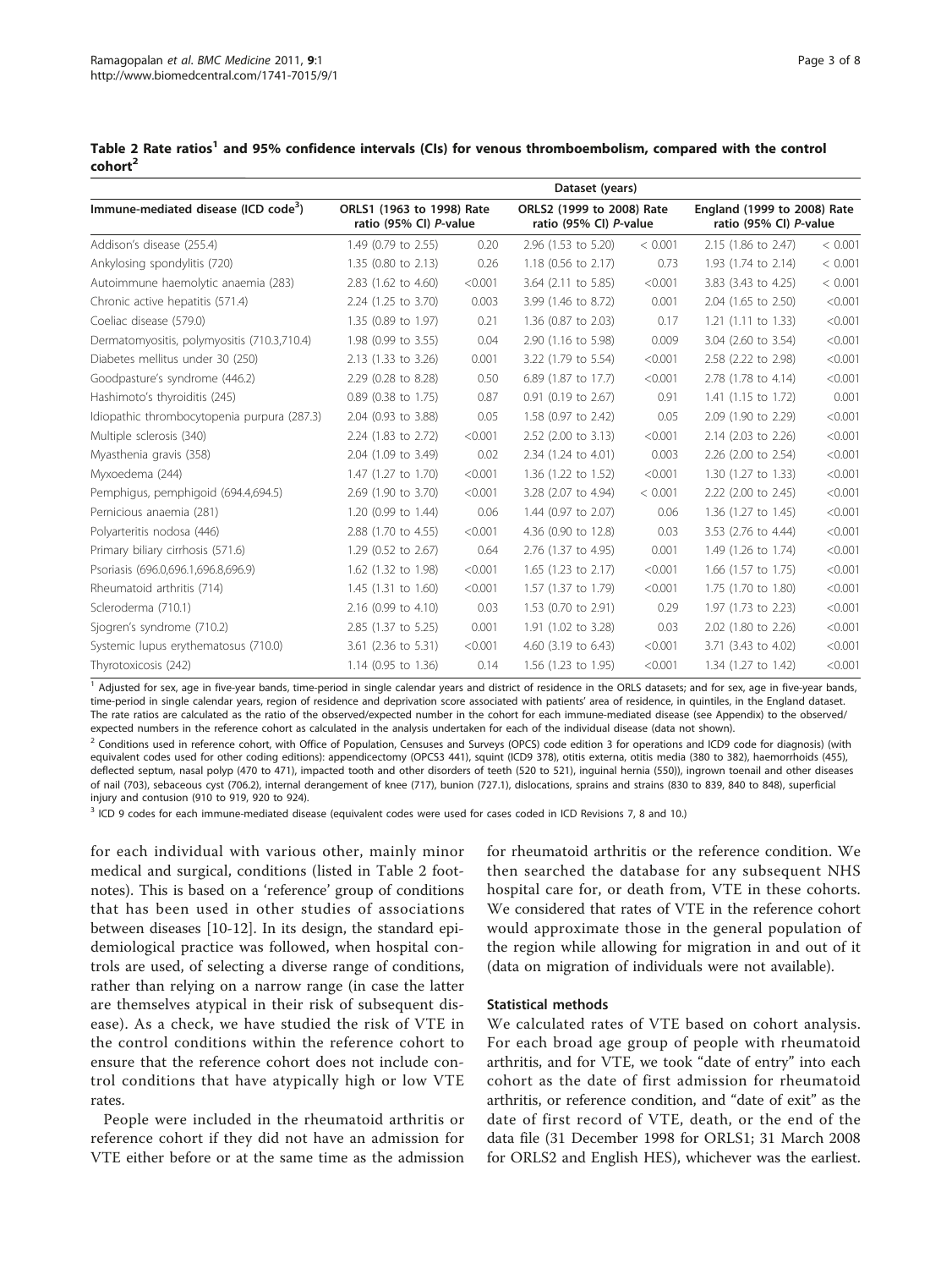**Table 2 Rate ratios[1] and 95% confidence intervals (CIs) for venous thromboembolism, compared with the control cohort[2]**

| Immune-mediated disease (ICD code[3]) | Dataset (years) | | | | | |
|---|---|---|---|---|---|---|
| | ORLS1 (1963 to 1998) Rate ratio (95% CI) | *P*-value | ORLS2 (1999 to 2008) Rate ratio (95% CI) | *P*-value | England (1999 to 2008) Rate ratio (95% CI) | *P*-value |
| Addison's disease (255.4) | 1.49 (0.79 to 2.55) | 0.20 | 2.96 (1.53 to 5.20) | < 0.001 | 2.15 (1.86 to 2.47) | < 0.001 |
| Ankylosing spondylitis (720) | 1.35 (0.80 to 2.13) | 0.26 | 1.18 (0.56 to 2.17) | 0.73 | 1.93 (1.74 to 2.14) | < 0.001 |
| Autoimmune haemolytic anaemia (283) | 2.83 (1.62 to 4.60) | <0.001 | 3.64 (2.11 to 5.85) | <0.001 | 3.83 (3.43 to 4.25) | < 0.001 |
| Chronic active hepatitis (571.4) | 2.24 (1.25 to 3.70) | 0.003 | 3.99 (1.46 to 8.72) | 0.001 | 2.04 (1.65 to 2.50) | <0.001 |
| Coeliac disease (579.0) | 1.35 (0.89 to 1.97) | 0.21 | 1.36 (0.87 to 2.03) | 0.17 | 1.21 (1.11 to 1.33) | <0.001 |
| Dermatomyositis, polymyositis (710.3,710.4) | 1.98 (0.99 to 3.55) | 0.04 | 2.90 (1.16 to 5.98) | 0.009 | 3.04 (2.60 to 3.54) | <0.001 |
| Diabetes mellitus under 30 (250) | 2.13 (1.33 to 3.26) | 0.001 | 3.22 (1.79 to 5.54) | <0.001 | 2.58 (2.22 to 2.98) | <0.001 |
| Goodpasture's syndrome (446.2) | 2.29 (0.28 to 8.28) | 0.50 | 6.89 (1.87 to 17.7) | <0.001 | 2.78 (1.78 to 4.14) | <0.001 |
| Hashimoto's thyroiditis (245) | 0.89 (0.38 to 1.75) | 0.87 | 0.91 (0.19 to 2.67) | 0.91 | 1.41 (1.15 to 1.72) | 0.001 |
| Idiopathic thrombocytopenia purpura (287.3) | 2.04 (0.93 to 3.88) | 0.05 | 1.58 (0.97 to 2.42) | 0.05 | 2.09 (1.90 to 2.29) | <0.001 |
| Multiple sclerosis (340) | 2.24 (1.83 to 2.72) | <0.001 | 2.52 (2.00 to 3.13) | <0.001 | 2.14 (2.03 to 2.26) | <0.001 |
| Myasthenia gravis (358) | 2.04 (1.09 to 3.49) | 0.02 | 2.34 (1.24 to 4.01) | 0.003 | 2.26 (2.00 to 2.54) | <0.001 |
| Myxoedema (244) | 1.47 (1.27 to 1.70) | <0.001 | 1.36 (1.22 to 1.52) | <0.001 | 1.30 (1.27 to 1.33) | <0.001 |
| Pemphigus, pemphigoid (694.4,694.5) | 2.69 (1.90 to 3.70) | <0.001 | 3.28 (2.07 to 4.94) | < 0.001 | 2.22 (2.00 to 2.45) | <0.001 |
| Pernicious anaemia (281) | 1.20 (0.99 to 1.44) | 0.06 | 1.44 (0.97 to 2.07) | 0.06 | 1.36 (1.27 to 1.45) | <0.001 |
| Polyarteritis nodosa (446) | 2.88 (1.70 to 4.55) | <0.001 | 4.36 (0.90 to 12.8) | 0.03 | 3.53 (2.76 to 4.44) | <0.001 |
| Primary biliary cirrhosis (571.6) | 1.29 (0.52 to 2.67) | 0.64 | 2.76 (1.37 to 4.95) | 0.001 | 1.49 (1.26 to 1.74) | <0.001 |
| Psoriasis (696.0,696.1,696.8,696.9) | 1.62 (1.32 to 1.98) | <0.001 | 1.65 (1.23 to 2.17) | <0.001 | 1.66 (1.57 to 1.75) | <0.001 |
| Rheumatoid arthritis (714) | 1.45 (1.31 to 1.60) | <0.001 | 1.57 (1.37 to 1.79) | <0.001 | 1.75 (1.70 to 1.80) | <0.001 |
| Scleroderma (710.1) | 2.16 (0.99 to 4.10) | 0.03 | 1.53 (0.70 to 2.91) | 0.29 | 1.97 (1.73 to 2.23) | <0.001 |
| Sjogren's syndrome (710.2) | 2.85 (1.37 to 5.25) | 0.001 | 1.91 (1.02 to 3.28) | 0.03 | 2.02 (1.80 to 2.26) | <0.001 |
| Systemic lupus erythematosus (710.0) | 3.61 (2.36 to 5.31) | <0.001 | 4.60 (3.19 to 6.43) | <0.001 | 3.71 (3.43 to 4.02) | <0.001 |
| Thyrotoxicosis (242) | 1.14 (0.95 to 1.36) | 0.14 | 1.56 (1.23 to 1.95) | <0.001 | 1.34 (1.27 to 1.42) | <0.001 |

[1] Adjusted for sex, age in five-year bands, time-period in single calendar years and district of residence in the ORLS datasets; and for sex, age in five-year bands, time-period in single calendar years, region of residence and deprivation score associated with patients' area of residence, in quintiles, in the England dataset. The rate ratios are calculated as the ratio of the observed/expected number in the cohort for each immune-mediated disease (see Appendix) to the observed/expected numbers in the reference cohort as calculated in the analysis undertaken for each of the individual disease (data not shown).

[2] Conditions used in reference cohort, with Office of Population, Censuses and Surveys (OPCS) code edition 3 for operations and ICD9 code for diagnosis) (with equivalent codes used for other coding editions): appendicectomy (OPCS3 441), squint (ICD9 378), otitis externa, otitis media (380 to 382), haemorrhoids (455), deflected septum, nasal polyp (470 to 471), impacted tooth and other disorders of teeth (520 to 521), inguinal hernia (550)), ingrown toenail and other diseases of nail (703), sebaceous cyst (706.2), internal derangement of knee (717), bunion (727.1), dislocations, sprains and strains (830 to 839, 840 to 848), superficial injury and contusion (910 to 919, 920 to 924).

[3] ICD 9 codes for each immune-mediated disease (equivalent codes were used for cases coded in ICD Revisions 7, 8 and 10.)

for each individual with various other, mainly minor medical and surgical, conditions (listed in Table 2 footnotes). This is based on a 'reference' group of conditions that has been used in other studies of associations between diseases [10-12]. In its design, the standard epidemiological practice was followed, when hospital controls are used, of selecting a diverse range of conditions, rather than relying on a narrow range (in case the latter are themselves atypical in their risk of subsequent disease). As a check, we have studied the risk of VTE in the control conditions within the reference cohort to ensure that the reference cohort does not include control conditions that have atypically high or low VTE rates.

People were included in the rheumatoid arthritis or reference cohort if they did not have an admission for VTE either before or at the same time as the admission for rheumatoid arthritis or the reference condition. We then searched the database for any subsequent NHS hospital care for, or death from, VTE in these cohorts. We considered that rates of VTE in the reference cohort would approximate those in the general population of the region while allowing for migration in and out of it (data on migration of individuals were not available).

### Statistical methods

We calculated rates of VTE based on cohort analysis. For each broad age group of people with rheumatoid arthritis, and for VTE, we took "date of entry" into each cohort as the date of first admission for rheumatoid arthritis, or reference condition, and "date of exit" as the date of first record of VTE, death, or the end of the data file (31 December 1998 for ORLS1; 31 March 2008 for ORLS2 and English HES), whichever was the earliest.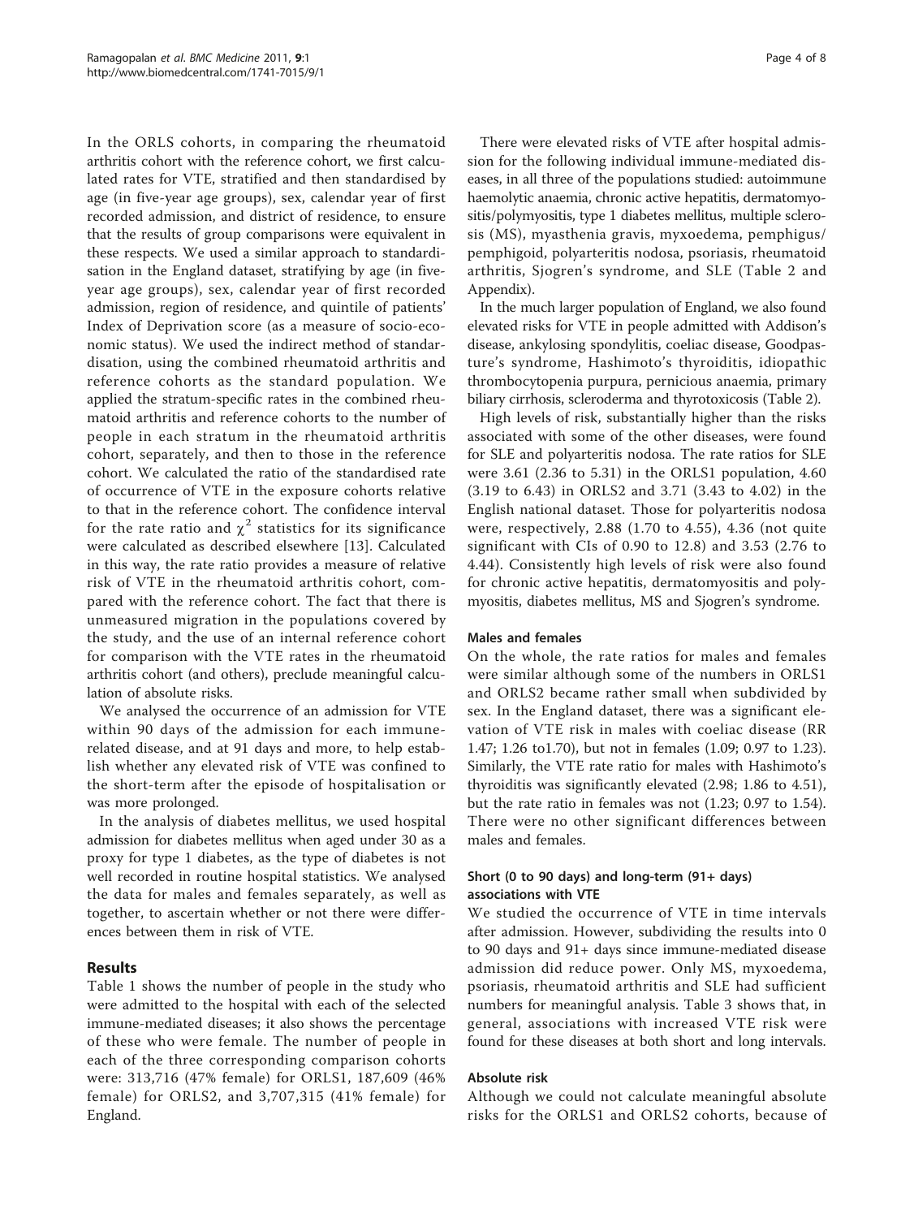In the ORLS cohorts, in comparing the rheumatoid arthritis cohort with the reference cohort, we first calculated rates for VTE, stratified and then standardised by age (in five-year age groups), sex, calendar year of first recorded admission, and district of residence, to ensure that the results of group comparisons were equivalent in these respects. We used a similar approach to standardisation in the England dataset, stratifying by age (in five-year age groups), sex, calendar year of first recorded admission, region of residence, and quintile of patients' Index of Deprivation score (as a measure of socio-economic status). We used the indirect method of standardisation, using the combined rheumatoid arthritis and reference cohorts as the standard population. We applied the stratum-specific rates in the combined rheumatoid arthritis and reference cohorts to the number of people in each stratum in the rheumatoid arthritis cohort, separately, and then to those in the reference cohort. We calculated the ratio of the standardised rate of occurrence of VTE in the exposure cohorts relative to that in the reference cohort. The confidence interval for the rate ratio and $\chi^2$ statistics for its significance were calculated as described elsewhere [13]. Calculated in this way, the rate ratio provides a measure of relative risk of VTE in the rheumatoid arthritis cohort, compared with the reference cohort. The fact that there is unmeasured migration in the populations covered by the study, and the use of an internal reference cohort for comparison with the VTE rates in the rheumatoid arthritis cohort (and others), preclude meaningful calculation of absolute risks.

We analysed the occurrence of an admission for VTE within 90 days of the admission for each immune-related disease, and at 91 days and more, to help establish whether any elevated risk of VTE was confined to the short-term after the episode of hospitalisation or was more prolonged.

In the analysis of diabetes mellitus, we used hospital admission for diabetes mellitus when aged under 30 as a proxy for type 1 diabetes, as the type of diabetes is not well recorded in routine hospital statistics. We analysed the data for males and females separately, as well as together, to ascertain whether or not there were differences between them in risk of VTE.

## Results

Table 1 shows the number of people in the study who were admitted to the hospital with each of the selected immune-mediated diseases; it also shows the percentage of these who were female. The number of people in each of the three corresponding comparison cohorts were: 313,716 (47% female) for ORLS1, 187,609 (46% female) for ORLS2, and 3,707,315 (41% female) for England.

There were elevated risks of VTE after hospital admission for the following individual immune-mediated diseases, in all three of the populations studied: autoimmune haemolytic anaemia, chronic active hepatitis, dermatomyositis/polymyositis, type 1 diabetes mellitus, multiple sclerosis (MS), myasthenia gravis, myxoedema, pemphigus/pemphigoid, polyarteritis nodosa, psoriasis, rheumatoid arthritis, Sjogren's syndrome, and SLE (Table 2 and Appendix).

In the much larger population of England, we also found elevated risks for VTE in people admitted with Addison's disease, ankylosing spondylitis, coeliac disease, Goodpasture's syndrome, Hashimoto's thyroiditis, idiopathic thrombocytopenia purpura, pernicious anaemia, primary biliary cirrhosis, scleroderma and thyrotoxicosis (Table 2).

High levels of risk, substantially higher than the risks associated with some of the other diseases, were found for SLE and polyarteritis nodosa. The rate ratios for SLE were 3.61 (2.36 to 5.31) in the ORLS1 population, 4.60 (3.19 to 6.43) in ORLS2 and 3.71 (3.43 to 4.02) in the English national dataset. Those for polyarteritis nodosa were, respectively, 2.88 (1.70 to 4.55), 4.36 (not quite significant with CIs of 0.90 to 12.8) and 3.53 (2.76 to 4.44). Consistently high levels of risk were also found for chronic active hepatitis, dermatomyositis and polymyositis, diabetes mellitus, MS and Sjogren's syndrome.

### Males and females

On the whole, the rate ratios for males and females were similar although some of the numbers in ORLS1 and ORLS2 became rather small when subdivided by sex. In the England dataset, there was a significant elevation of VTE risk in males with coeliac disease (RR 1.47; 1.26 to1.70), but not in females (1.09; 0.97 to 1.23). Similarly, the VTE rate ratio for males with Hashimoto's thyroiditis was significantly elevated (2.98; 1.86 to 4.51), but the rate ratio in females was not (1.23; 0.97 to 1.54). There were no other significant differences between males and females.

### Short (0 to 90 days) and long-term (91+ days) associations with VTE

We studied the occurrence of VTE in time intervals after admission. However, subdividing the results into 0 to 90 days and 91+ days since immune-mediated disease admission did reduce power. Only MS, myxoedema, psoriasis, rheumatoid arthritis and SLE had sufficient numbers for meaningful analysis. Table 3 shows that, in general, associations with increased VTE risk were found for these diseases at both short and long intervals.

### Absolute risk

Although we could not calculate meaningful absolute risks for the ORLS1 and ORLS2 cohorts, because of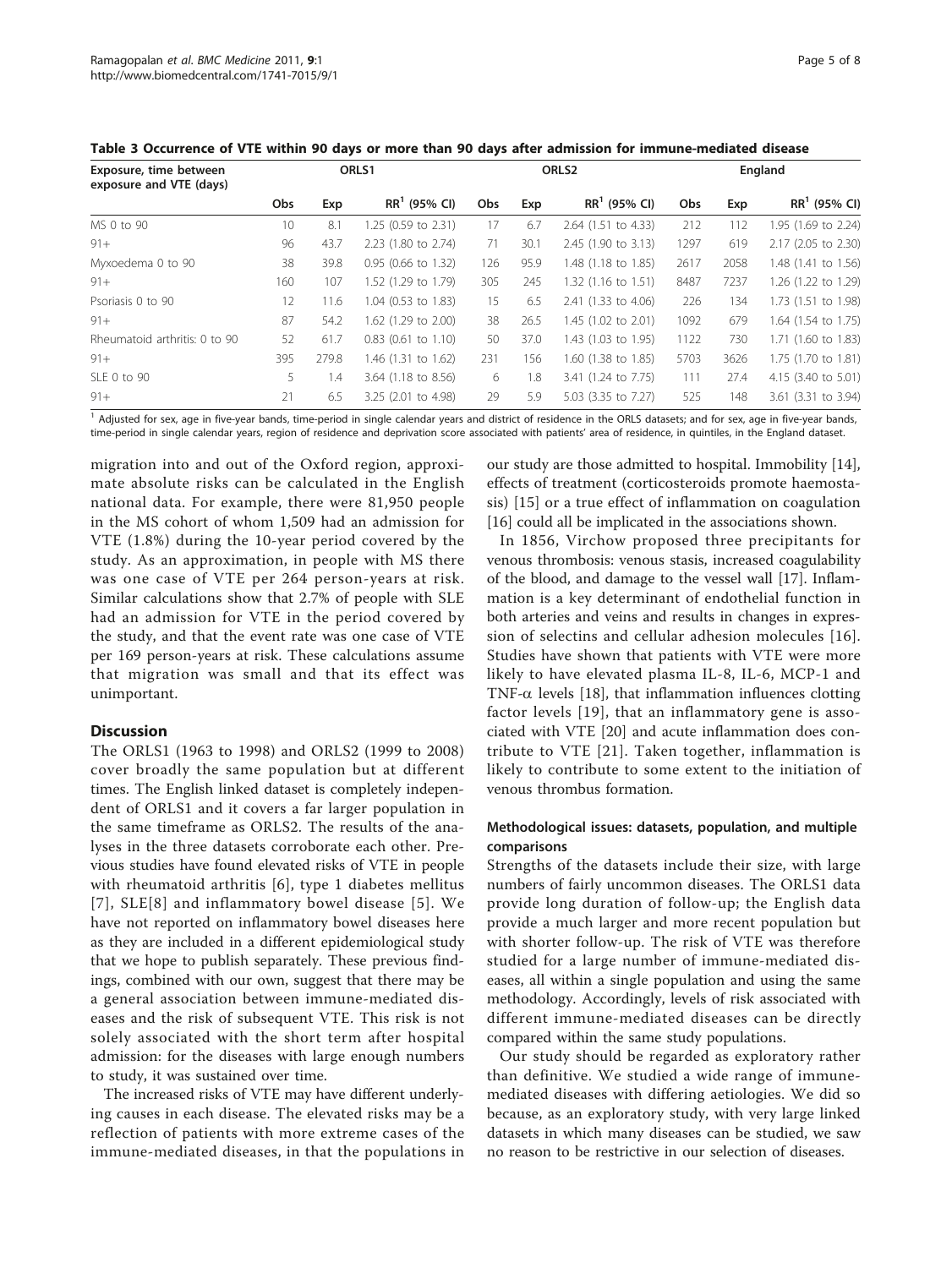**Table 3 Occurrence of VTE within 90 days or more than 90 days after admission for immune-mediated disease**

| Exposure, time between exposure and VTE (days) | ORLS1 | | | ORLS2 | | | England | | |
|---|---|---|---|---|---|---|---|---|---|
| | Obs | Exp | RR[1] (95% CI) | Obs | Exp | RR[1] (95% CI) | Obs | Exp | RR[1] (95% CI) |
| MS 0 to 90 | 10 | 8.1 | 1.25 (0.59 to 2.31) | 17 | 6.7 | 2.64 (1.51 to 4.33) | 212 | 112 | 1.95 (1.69 to 2.24) |
| 91+ | 96 | 43.7 | 2.23 (1.80 to 2.74) | 71 | 30.1 | 2.45 (1.90 to 3.13) | 1297 | 619 | 2.17 (2.05 to 2.30) |
| Myxoedema 0 to 90 | 38 | 39.8 | 0.95 (0.66 to 1.32) | 126 | 95.9 | 1.48 (1.18 to 1.85) | 2617 | 2058 | 1.48 (1.41 to 1.56) |
| 91+ | 160 | 107 | 1.52 (1.29 to 1.79) | 305 | 245 | 1.32 (1.16 to 1.51) | 8487 | 7237 | 1.26 (1.22 to 1.29) |
| Psoriasis 0 to 90 | 12 | 11.6 | 1.04 (0.53 to 1.83) | 15 | 6.5 | 2.41 (1.33 to 4.06) | 226 | 134 | 1.73 (1.51 to 1.98) |
| 91+ | 87 | 54.2 | 1.62 (1.29 to 2.00) | 38 | 26.5 | 1.45 (1.02 to 2.01) | 1092 | 679 | 1.64 (1.54 to 1.75) |
| Rheumatoid arthritis: 0 to 90 | 52 | 61.7 | 0.83 (0.61 to 1.10) | 50 | 37.0 | 1.43 (1.03 to 1.95) | 1122 | 730 | 1.71 (1.60 to 1.83) |
| 91+ | 395 | 279.8 | 1.46 (1.31 to 1.62) | 231 | 156 | 1.60 (1.38 to 1.85) | 5703 | 3626 | 1.75 (1.70 to 1.81) |
| SLE 0 to 90 | 5 | 1.4 | 3.64 (1.18 to 8.56) | 6 | 1.8 | 3.41 (1.24 to 7.75) | 111 | 27.4 | 4.15 (3.40 to 5.01) |
| 91+ | 21 | 6.5 | 3.25 (2.01 to 4.98) | 29 | 5.9 | 5.03 (3.35 to 7.27) | 525 | 148 | 3.61 (3.31 to 3.94) |

[1] Adjusted for sex, age in five-year bands, time-period in single calendar years and district of residence in the ORLS datasets; and for sex, age in five-year bands, time-period in single calendar years, region of residence and deprivation score associated with patients' area of residence, in quintiles, in the England dataset.

migration into and out of the Oxford region, approximate absolute risks can be calculated in the English national data. For example, there were 81,950 people in the MS cohort of whom 1,509 had an admission for VTE (1.8%) during the 10-year period covered by the study. As an approximation, in people with MS there was one case of VTE per 264 person-years at risk. Similar calculations show that 2.7% of people with SLE had an admission for VTE in the period covered by the study, and that the event rate was one case of VTE per 169 person-years at risk. These calculations assume that migration was small and that its effect was unimportant.

## Discussion

The ORLS1 (1963 to 1998) and ORLS2 (1999 to 2008) cover broadly the same population but at different times. The English linked dataset is completely independent of ORLS1 and it covers a far larger population in the same timeframe as ORLS2. The results of the analyses in the three datasets corroborate each other. Previous studies have found elevated risks of VTE in people with rheumatoid arthritis [6], type 1 diabetes mellitus [7], SLE[8] and inflammatory bowel disease [5]. We have not reported on inflammatory bowel diseases here as they are included in a different epidemiological study that we hope to publish separately. These previous findings, combined with our own, suggest that there may be a general association between immune-mediated diseases and the risk of subsequent VTE. This risk is not solely associated with the short term after hospital admission: for the diseases with large enough numbers to study, it was sustained over time.

The increased risks of VTE may have different underlying causes in each disease. The elevated risks may be a reflection of patients with more extreme cases of the immune-mediated diseases, in that the populations in our study are those admitted to hospital. Immobility [14], effects of treatment (corticosteroids promote haemostasis) [15] or a true effect of inflammation on coagulation [16] could all be implicated in the associations shown.

In 1856, Virchow proposed three precipitants for venous thrombosis: venous stasis, increased coagulability of the blood, and damage to the vessel wall [17]. Inflammation is a key determinant of endothelial function in both arteries and veins and results in changes in expression of selectins and cellular adhesion molecules [16]. Studies have shown that patients with VTE were more likely to have elevated plasma IL-8, IL-6, MCP-1 and TNF-$\alpha$ levels [18], that inflammation influences clotting factor levels [19], that an inflammatory gene is associated with VTE [20] and acute inflammation does contribute to VTE [21]. Taken together, inflammation is likely to contribute to some extent to the initiation of venous thrombus formation.

### Methodological issues: datasets, population, and multiple comparisons

Strengths of the datasets include their size, with large numbers of fairly uncommon diseases. The ORLS1 data provide long duration of follow-up; the English data provide a much larger and more recent population but with shorter follow-up. The risk of VTE was therefore studied for a large number of immune-mediated diseases, all within a single population and using the same methodology. Accordingly, levels of risk associated with different immune-mediated diseases can be directly compared within the same study populations.

Our study should be regarded as exploratory rather than definitive. We studied a wide range of immune-mediated diseases with differing aetiologies. We did so because, as an exploratory study, with very large linked datasets in which many diseases can be studied, we saw no reason to be restrictive in our selection of diseases.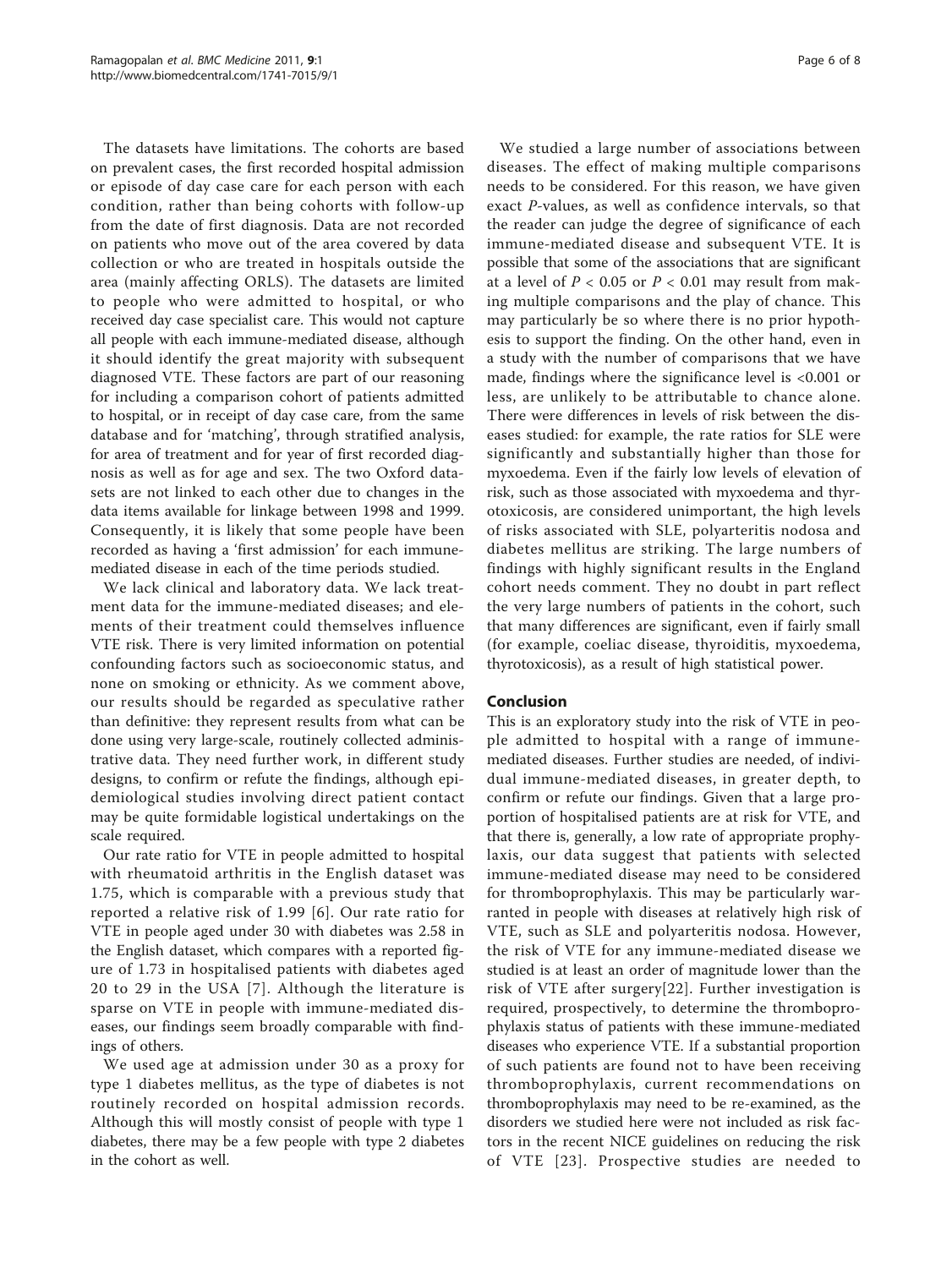The datasets have limitations. The cohorts are based on prevalent cases, the first recorded hospital admission or episode of day case care for each person with each condition, rather than being cohorts with follow-up from the date of first diagnosis. Data are not recorded on patients who move out of the area covered by data collection or who are treated in hospitals outside the area (mainly affecting ORLS). The datasets are limited to people who were admitted to hospital, or who received day case specialist care. This would not capture all people with each immune-mediated disease, although it should identify the great majority with subsequent diagnosed VTE. These factors are part of our reasoning for including a comparison cohort of patients admitted to hospital, or in receipt of day case care, from the same database and for 'matching', through stratified analysis, for area of treatment and for year of first recorded diagnosis as well as for age and sex. The two Oxford datasets are not linked to each other due to changes in the data items available for linkage between 1998 and 1999. Consequently, it is likely that some people have been recorded as having a 'first admission' for each immune-mediated disease in each of the time periods studied.

We lack clinical and laboratory data. We lack treatment data for the immune-mediated diseases; and elements of their treatment could themselves influence VTE risk. There is very limited information on potential confounding factors such as socioeconomic status, and none on smoking or ethnicity. As we comment above, our results should be regarded as speculative rather than definitive: they represent results from what can be done using very large-scale, routinely collected administrative data. They need further work, in different study designs, to confirm or refute the findings, although epidemiological studies involving direct patient contact may be quite formidable logistical undertakings on the scale required.

Our rate ratio for VTE in people admitted to hospital with rheumatoid arthritis in the English dataset was 1.75, which is comparable with a previous study that reported a relative risk of 1.99 [6]. Our rate ratio for VTE in people aged under 30 with diabetes was 2.58 in the English dataset, which compares with a reported figure of 1.73 in hospitalised patients with diabetes aged 20 to 29 in the USA [7]. Although the literature is sparse on VTE in people with immune-mediated diseases, our findings seem broadly comparable with findings of others.

We used age at admission under 30 as a proxy for type 1 diabetes mellitus, as the type of diabetes is not routinely recorded on hospital admission records. Although this will mostly consist of people with type 1 diabetes, there may be a few people with type 2 diabetes in the cohort as well.

We studied a large number of associations between diseases. The effect of making multiple comparisons needs to be considered. For this reason, we have given exact *P*-values, as well as confidence intervals, so that the reader can judge the degree of significance of each immune-mediated disease and subsequent VTE. It is possible that some of the associations that are significant at a level of $P < 0.05$ or $P < 0.01$ may result from making multiple comparisons and the play of chance. This may particularly be so where there is no prior hypothesis to support the finding. On the other hand, even in a study with the number of comparisons that we have made, findings where the significance level is <0.001 or less, are unlikely to be attributable to chance alone. There were differences in levels of risk between the diseases studied: for example, the rate ratios for SLE were significantly and substantially higher than those for myxoedema. Even if the fairly low levels of elevation of risk, such as those associated with myxoedema and thyrotoxicosis, are considered unimportant, the high levels of risks associated with SLE, polyarteritis nodosa and diabetes mellitus are striking. The large numbers of findings with highly significant results in the England cohort needs comment. They no doubt in part reflect the very large numbers of patients in the cohort, such that many differences are significant, even if fairly small (for example, coeliac disease, thyroiditis, myxoedema, thyrotoxicosis), as a result of high statistical power.

## Conclusion

This is an exploratory study into the risk of VTE in people admitted to hospital with a range of immune-mediated diseases. Further studies are needed, of individual immune-mediated diseases, in greater depth, to confirm or refute our findings. Given that a large proportion of hospitalised patients are at risk for VTE, and that there is, generally, a low rate of appropriate prophylaxis, our data suggest that patients with selected immune-mediated disease may need to be considered for thromboprophylaxis. This may be particularly warranted in people with diseases at relatively high risk of VTE, such as SLE and polyarteritis nodosa. However, the risk of VTE for any immune-mediated disease we studied is at least an order of magnitude lower than the risk of VTE after surgery[22]. Further investigation is required, prospectively, to determine the thromboprophylaxis status of patients with these immune-mediated diseases who experience VTE. If a substantial proportion of such patients are found not to have been receiving thromboprophylaxis, current recommendations on thromboprophylaxis may need to be re-examined, as the disorders we studied here were not included as risk factors in the recent NICE guidelines on reducing the risk of VTE [23]. Prospective studies are needed to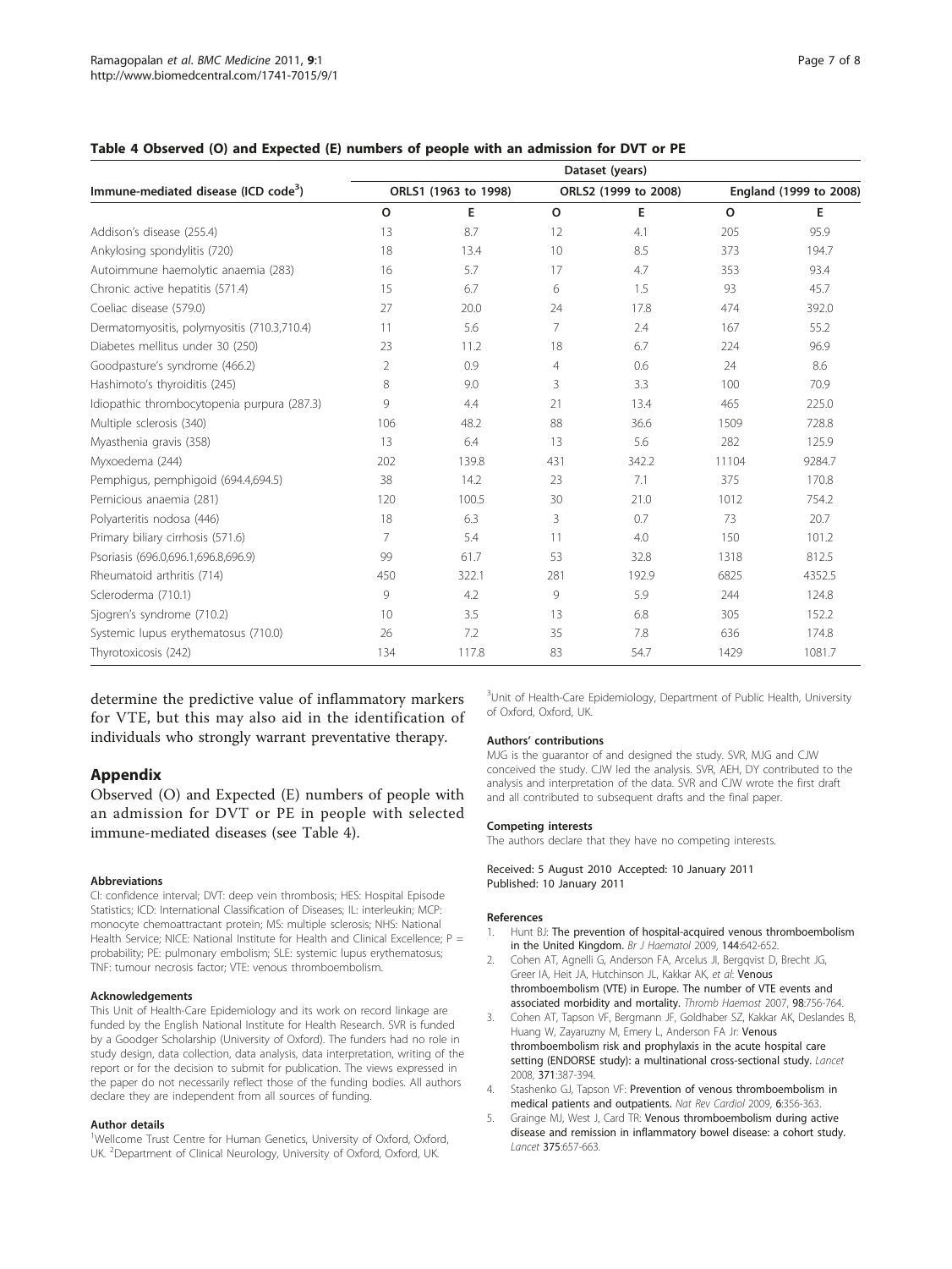## Table 4 Observed (O) and Expected (E) numbers of people with an admission for DVT or PE

| Immune-mediated disease (ICD code[3]) | Dataset (years) | | | | | |
|---|---|---|---|---|---|---|
| | ORLS1 (1963 to 1998) | | ORLS2 (1999 to 2008) | | England (1999 to 2008) | |
| | O | E | O | E | O | E |
| Addison's disease (255.4) | 13 | 8.7 | 12 | 4.1 | 205 | 95.9 |
| Ankylosing spondylitis (720) | 18 | 13.4 | 10 | 8.5 | 373 | 194.7 |
| Autoimmune haemolytic anaemia (283) | 16 | 5.7 | 17 | 4.7 | 353 | 93.4 |
| Chronic active hepatitis (571.4) | 15 | 6.7 | 6 | 1.5 | 93 | 45.7 |
| Coeliac disease (579.0) | 27 | 20.0 | 24 | 17.8 | 474 | 392.0 |
| Dermatomyositis, polymyositis (710.3,710.4) | 11 | 5.6 | 7 | 2.4 | 167 | 55.2 |
| Diabetes mellitus under 30 (250) | 23 | 11.2 | 18 | 6.7 | 224 | 96.9 |
| Goodpasture's syndrome (466.2) | 2 | 0.9 | 4 | 0.6 | 24 | 8.6 |
| Hashimoto's thyroiditis (245) | 8 | 9.0 | 3 | 3.3 | 100 | 70.9 |
| Idiopathic thrombocytopenia purpura (287.3) | 9 | 4.4 | 21 | 13.4 | 465 | 225.0 |
| Multiple sclerosis (340) | 106 | 48.2 | 88 | 36.6 | 1509 | 728.8 |
| Myasthenia gravis (358) | 13 | 6.4 | 13 | 5.6 | 282 | 125.9 |
| Myxoedema (244) | 202 | 139.8 | 431 | 342.2 | 11104 | 9284.7 |
| Pemphigus, pemphigoid (694.4,694.5) | 38 | 14.2 | 23 | 7.1 | 375 | 170.8 |
| Pernicious anaemia (281) | 120 | 100.5 | 30 | 21.0 | 1012 | 754.2 |
| Polyarteritis nodosa (446) | 18 | 6.3 | 3 | 0.7 | 73 | 20.7 |
| Primary biliary cirrhosis (571.6) | 7 | 5.4 | 11 | 4.0 | 150 | 101.2 |
| Psoriasis (696.0,696.1,696.8,696.9) | 99 | 61.7 | 53 | 32.8 | 1318 | 812.5 |
| Rheumatoid arthritis (714) | 450 | 322.1 | 281 | 192.9 | 6825 | 4352.5 |
| Scleroderma (710.1) | 9 | 4.2 | 9 | 5.9 | 244 | 124.8 |
| Sjogren's syndrome (710.2) | 10 | 3.5 | 13 | 6.8 | 305 | 152.2 |
| Systemic lupus erythematosus (710.0) | 26 | 7.2 | 35 | 7.8 | 636 | 174.8 |
| Thyrotoxicosis (242) | 134 | 117.8 | 83 | 54.7 | 1429 | 1081.7 |

determine the predictive value of inflammatory markers for VTE, but this may also aid in the identification of individuals who strongly warrant preventative therapy.

## Appendix

Observed (O) and Expected (E) numbers of people with an admission for DVT or PE in people with selected immune-mediated diseases (see Table 4).

#### Abbreviations

CI: confidence interval; DVT: deep vein thrombosis; HES: Hospital Episode Statistics; ICD: International Classification of Diseases; IL: interleukin; MCP: monocyte chemoattractant protein; MS: multiple sclerosis; NHS: National Health Service; NICE: National Institute for Health and Clinical Excellence; P = probability; PE: pulmonary embolism; SLE: systemic lupus erythematosus; TNF: tumour necrosis factor; VTE: venous thromboembolism.

#### Acknowledgements

This Unit of Health-Care Epidemiology and its work on record linkage are funded by the English National Institute for Health Research. SVR is funded by a Goodger Scholarship (University of Oxford). The funders had no role in study design, data collection, data analysis, data interpretation, writing of the report or for the decision to submit for publication. The views expressed in the paper do not necessarily reflect those of the funding bodies. All authors declare they are independent from all sources of funding.

#### Author details

[1]Wellcome Trust Centre for Human Genetics, University of Oxford, Oxford, UK. [2]Department of Clinical Neurology, University of Oxford, Oxford, UK. [3]Unit of Health-Care Epidemiology, Department of Public Health, University of Oxford, Oxford, UK.

#### Authors' contributions

MJG is the guarantor of and designed the study. SVR, MJG and CJW conceived the study. CJW led the analysis. SVR, AEH, DY contributed to the analysis and interpretation of the data. SVR and CJW wrote the first draft and all contributed to subsequent drafts and the final paper.

#### Competing interests

The authors declare that they have no competing interests.

Received: 5 August 2010 Accepted: 10 January 2011
Published: 10 January 2011

#### References

1. Hunt BJ: **The prevention of hospital-acquired venous thromboembolism in the United Kingdom.** *Br J Haematol* 2009, **144**:642-652.
2. Cohen AT, Agnelli G, Anderson FA, Arcelus JI, Bergqvist D, Brecht JG, Greer IA, Heit JA, Hutchinson JL, Kakkar AK, *et al*: **Venous thromboembolism (VTE) in Europe. The number of VTE events and associated morbidity and mortality.** *Thromb Haemost* 2007, **98**:756-764.
3. Cohen AT, Tapson VF, Bergmann JF, Goldhaber SZ, Kakkar AK, Deslandes B, Huang W, Zayaruzny M, Emery L, Anderson FA Jr: **Venous thromboembolism risk and prophylaxis in the acute hospital care setting (ENDORSE study): a multinational cross-sectional study.** *Lancet* 2008, **371**:387-394.
4. Stashenko GJ, Tapson VF: **Prevention of venous thromboembolism in medical patients and outpatients.** *Nat Rev Cardiol* 2009, **6**:356-363.
5. Grainge MJ, West J, Card TR: **Venous thromboembolism during active disease and remission in inflammatory bowel disease: a cohort study.** *Lancet* **375**:657-663.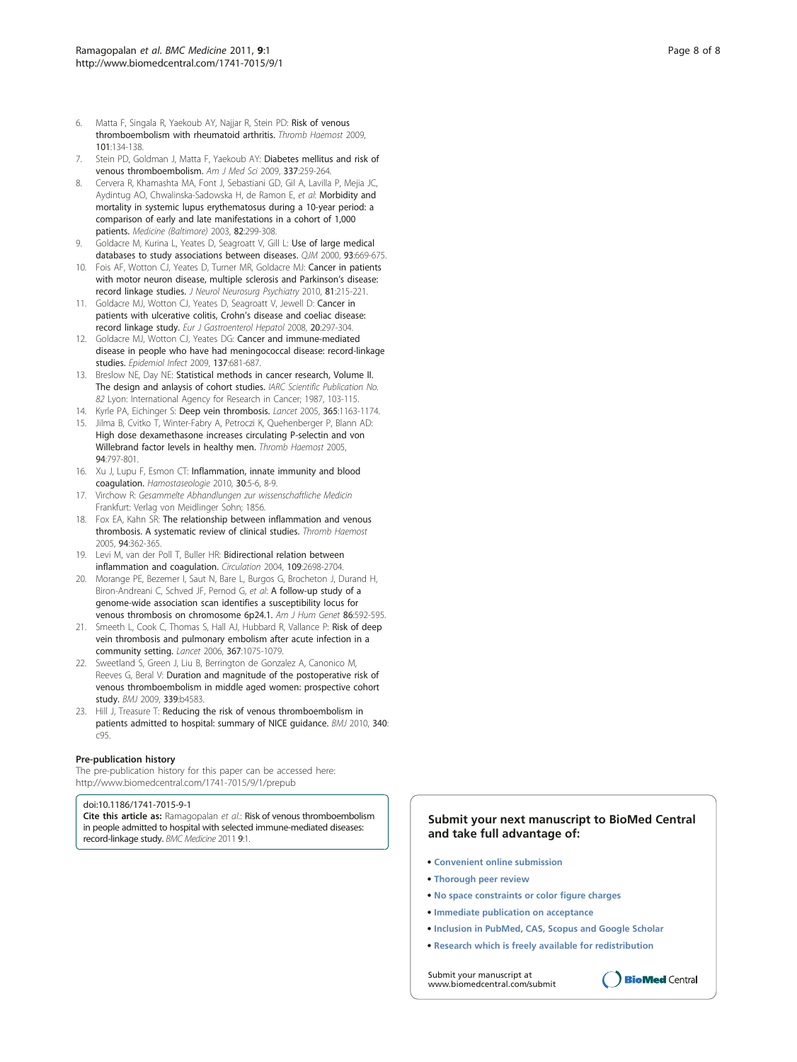6. Matta F, Singala R, Yaekoub AY, Najjar R, Stein PD: **Risk of venous thromboembolism with rheumatoid arthritis.** *Thromb Haemost* 2009, **101**:134-138.
7. Stein PD, Goldman J, Matta F, Yaekoub AY: **Diabetes mellitus and risk of venous thromboembolism.** *Am J Med Sci* 2009, **337**:259-264.
8. Cervera R, Khamashta MA, Font J, Sebastiani GD, Gil A, Lavilla P, Mejia JC, Aydintug AO, Chwalinska-Sadowska H, de Ramon E, *et al*: **Morbidity and mortality in systemic lupus erythematosus during a 10-year period: a comparison of early and late manifestations in a cohort of 1,000 patients.** *Medicine (Baltimore)* 2003, **82**:299-308.
9. Goldacre M, Kurina L, Yeates D, Seagroatt V, Gill L: **Use of large medical databases to study associations between diseases.** *QJM* 2000, **93**:669-675.
10. Fois AF, Wotton CJ, Yeates D, Turner MR, Goldacre MJ: **Cancer in patients with motor neuron disease, multiple sclerosis and Parkinson's disease: record linkage studies.** *J Neurol Neurosurg Psychiatry* 2010, **81**:215-221.
11. Goldacre MJ, Wotton CJ, Yeates D, Seagroatt V, Jewell D: **Cancer in patients with ulcerative colitis, Crohn's disease and coeliac disease: record linkage study.** *Eur J Gastroenterol Hepatol* 2008, **20**:297-304.
12. Goldacre MJ, Wotton CJ, Yeates DG: **Cancer and immune-mediated disease in people who have had meningococcal disease: record-linkage studies.** *Epidemiol Infect* 2009, **137**:681-687.
13. Breslow NE, Day NE: **Statistical methods in cancer research, Volume II. The design and anlaysis of cohort studies.** *IARC Scientific Publication No. 82* Lyon: International Agency for Research in Cancer; 1987, 103-115.
14. Kyrle PA, Eichinger S: **Deep vein thrombosis.** *Lancet* 2005, **365**:1163-1174.
15. Jilma B, Cvitko T, Winter-Fabry A, Petroczi K, Quehenberger P, Blann AD: **High dose dexamethasone increases circulating P-selectin and von Willebrand factor levels in healthy men.** *Thromb Haemost* 2005, **94**:797-801.
16. Xu J, Lupu F, Esmon CT: **Inflammation, innate immunity and blood coagulation.** *Hamostaseologie* 2010, **30**:5-6, 8-9.
17. Virchow R: *Gesammelte Abhandlungen zur wissenschaftliche Medicin* Frankfurt: Verlag von Meidlinger Sohn; 1856.
18. Fox EA, Kahn SR: **The relationship between inflammation and venous thrombosis. A systematic review of clinical studies.** *Thromb Haemost* 2005, **94**:362-365.
19. Levi M, van der Poll T, Buller HR: **Bidirectional relation between inflammation and coagulation.** *Circulation* 2004, **109**:2698-2704.
20. Morange PE, Bezemer I, Saut N, Bare L, Burgos G, Brocheton J, Durand H, Biron-Andreani C, Schved JF, Pernod G, *et al*: **A follow-up study of a genome-wide association scan identifies a susceptibility locus for venous thrombosis on chromosome 6p24.1.** *Am J Hum Genet* **86**:592-595.
21. Smeeth L, Cook C, Thomas S, Hall AJ, Hubbard R, Vallance P: **Risk of deep vein thrombosis and pulmonary embolism after acute infection in a community setting.** *Lancet* 2006, **367**:1075-1079.
22. Sweetland S, Green J, Liu B, Berrington de Gonzalez A, Canonico M, Reeves G, Beral V: **Duration and magnitude of the postoperative risk of venous thromboembolism in middle aged women: prospective cohort study.** *BMJ* 2009, **339**:b4583.
23. Hill J, Treasure T: **Reducing the risk of venous thromboembolism in patients admitted to hospital: summary of NICE guidance.** *BMJ* 2010, **340**:c95.

### Pre-publication history

The pre-publication history for this paper can be accessed here:
http://www.biomedcentral.com/1741-7015/9/1/prepub

doi:10.1186/1741-7015-9-1

**Cite this article as:** Ramagopalan *et al.*: Risk of venous thromboembolism in people admitted to hospital with selected immune-mediated diseases: record-linkage study. *BMC Medicine* 2011 **9**:1.

### Submit your next manuscript to BioMed Central and take full advantage of:

- **Convenient online submission**
- **Thorough peer review**
- **No space constraints or color figure charges**
- **Immediate publication on acceptance**
- **Inclusion in PubMed, CAS, Scopus and Google Scholar**
- **Research which is freely available for redistribution**

Submit your manuscript at
www.biomedcentral.com/submit

BioMed Central